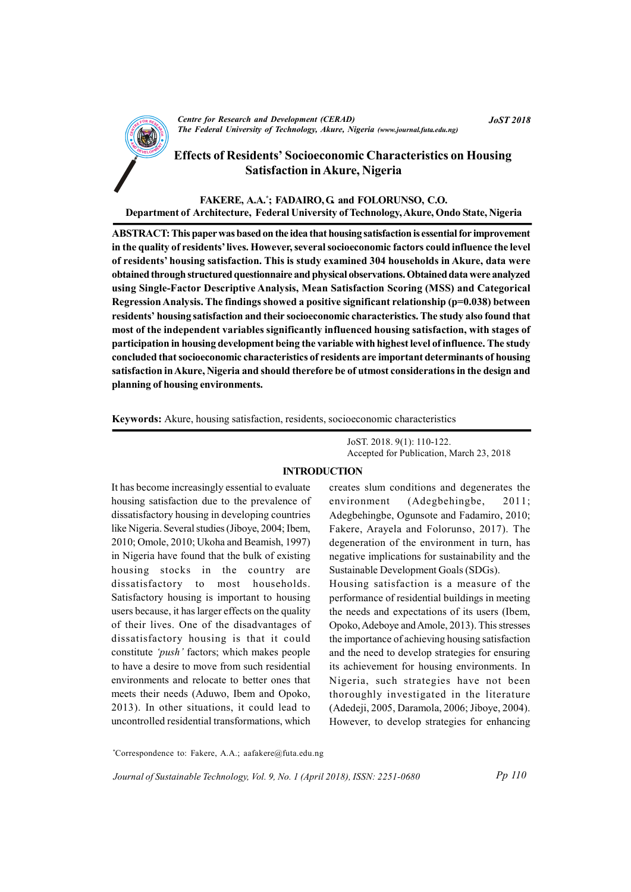# Effects of Residents' Socioeconomic Characteristics on Housing Satisfaction in Akure, Nigeria

**FAKERE, A.A.*; FADAIRO, G. and FOLORUNSO, C.O.**

**Department of Architecture, Federal University of Technology, Akure, Ondo State, Nigeria**

**ABSTRACT: This paper was based on the idea that housing satisfaction is essential for improvement in the quality of residents' lives. However, several socioeconomic factors could influence the level of residents' housing satisfaction. This is study examined 304 households in Akure, data were obtained through structured questionnaire and physical observations. Obtained data were analyzed using Single-Factor Descriptive Analysis, Mean Satisfaction Scoring (MSS) and Categorical Regression Analysis. The findings showed a positive significant relationship (p=0.038) between residents' housing satisfaction and their socioeconomic characteristics. The study also found that most of the independent variables significantly influenced housing satisfaction, with stages of participation in housing development being the variable with highest level of influence. The study concluded that socioeconomic characteristics of residents are important determinants of housing satisfaction in Akure, Nigeria and should therefore be of utmost considerations in the design and planning of housing environments.**

**Keywords:** Akure, housing satisfaction, residents, socioeconomic characteristics

JoST. 2018. 9(1): 110-122.
Accepted for Publication, March 23, 2018

## INTRODUCTION

It has become increasingly essential to evaluate housing satisfaction due to the prevalence of dissatisfactory housing in developing countries like Nigeria. Several studies (Jiboye, 2004; Ibem, 2010; Omole, 2010; Ukoha and Beamish, 1997) in Nigeria have found that the bulk of existing housing stocks in the country are dissatisfactory to most households. Satisfactory housing is important to housing users because, it has larger effects on the quality of their lives. One of the disadvantages of dissatisfactory housing is that it could constitute *'push'* factors; which makes people to have a desire to move from such residential environments and relocate to better ones that meets their needs (Aduwo, Ibem and Opoko, 2013). In other situations, it could lead to uncontrolled residential transformations, which creates slum conditions and degenerates the environment (Adegbehingbe, 2011; Adegbehingbe, Ogunsote and Fadamiro, 2010; Fakere, Arayela and Folorunso, 2017). The degeneration of the environment in turn, has negative implications for sustainability and the Sustainable Development Goals (SDGs).

Housing satisfaction is a measure of the performance of residential buildings in meeting the needs and expectations of its users (Ibem, Opoko, Adeboye and Amole, 2013). This stresses the importance of achieving housing satisfaction and the need to develop strategies for ensuring its achievement for housing environments. In Nigeria, such strategies have not been thoroughly investigated in the literature (Adedeji, 2005, Daramola, 2006; Jiboye, 2004). However, to develop strategies for enhancing

*Correspondence to: Fakere, A.A.; aafakere@futa.edu.ng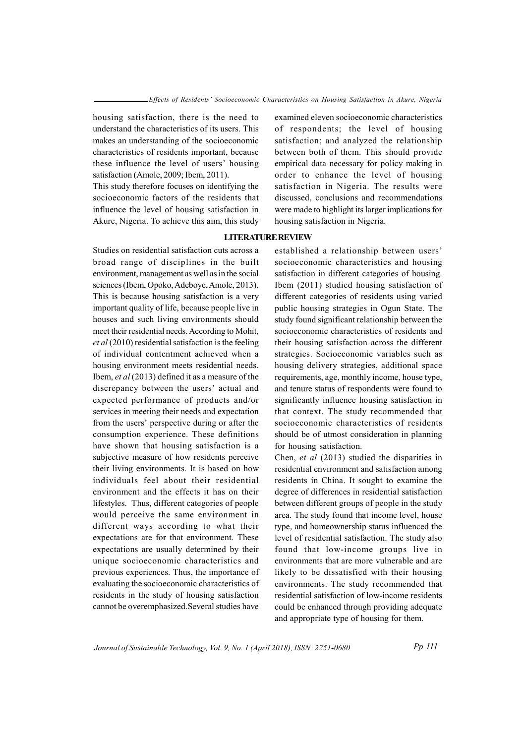housing satisfaction, there is the need to understand the characteristics of its users. This makes an understanding of the socioeconomic characteristics of residents important, because these influence the level of users' housing satisfaction (Amole, 2009; Ibem, 2011).

This study therefore focuses on identifying the socioeconomic factors of the residents that influence the level of housing satisfaction in Akure, Nigeria. To achieve this aim, this study examined eleven socioeconomic characteristics of respondents; the level of housing satisfaction; and analyzed the relationship between both of them. This should provide empirical data necessary for policy making in order to enhance the level of housing satisfaction in Nigeria. The results were discussed, conclusions and recommendations were made to highlight its larger implications for housing satisfaction in Nigeria.

## LITERATURE REVIEW

Studies on residential satisfaction cuts across a broad range of disciplines in the built environment, management as well as in the social sciences (Ibem, Opoko, Adeboye, Amole, 2013). This is because housing satisfaction is a very important quality of life, because people live in houses and such living environments should meet their residential needs. According to Mohit, *et al* (2010) residential satisfaction is the feeling of individual contentment achieved when a housing environment meets residential needs. Ibem, *et al* (2013) defined it as a measure of the discrepancy between the users' actual and expected performance of products and/or services in meeting their needs and expectation from the users' perspective during or after the consumption experience. These definitions have shown that housing satisfaction is a subjective measure of how residents perceive their living environments. It is based on how individuals feel about their residential environment and the effects it has on their lifestyles. Thus, different categories of people would perceive the same environment in different ways according to what their expectations are for that environment. These expectations are usually determined by their unique socioeconomic characteristics and previous experiences. Thus, the importance of evaluating the socioeconomic characteristics of residents in the study of housing satisfaction cannot be overemphasized.Several studies have established a relationship between users' socioeconomic characteristics and housing satisfaction in different categories of housing. Ibem (2011) studied housing satisfaction of different categories of residents using varied public housing strategies in Ogun State. The study found significant relationship between the socioeconomic characteristics of residents and their housing satisfaction across the different strategies. Socioeconomic variables such as housing delivery strategies, additional space requirements, age, monthly income, house type, and tenure status of respondents were found to significantly influence housing satisfaction in that context. The study recommended that socioeconomic characteristics of residents should be of utmost consideration in planning for housing satisfaction.

Chen, *et al* (2013) studied the disparities in residential environment and satisfaction among residents in China. It sought to examine the degree of differences in residential satisfaction between different groups of people in the study area. The study found that income level, house type, and homeownership status influenced the level of residential satisfaction. The study also found that low-income groups live in environments that are more vulnerable and are likely to be dissatisfied with their housing environments. The study recommended that residential satisfaction of low-income residents could be enhanced through providing adequate and appropriate type of housing for them.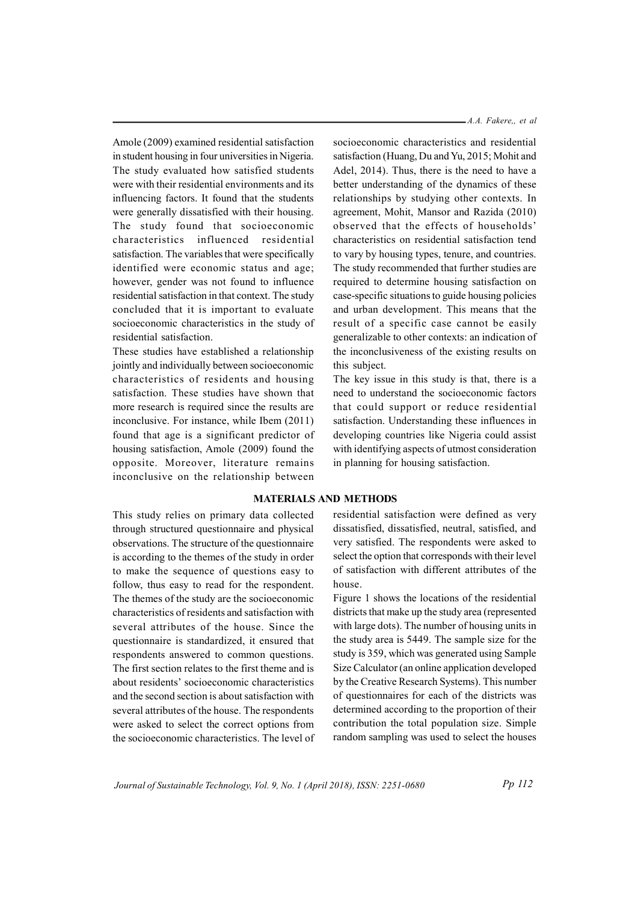Amole (2009) examined residential satisfaction in student housing in four universities in Nigeria. The study evaluated how satisfied students were with their residential environments and its influencing factors. It found that the students were generally dissatisfied with their housing. The study found that socioeconomic characteristics influenced residential satisfaction. The variables that were specifically identified were economic status and age; however, gender was not found to influence residential satisfaction in that context. The study concluded that it is important to evaluate socioeconomic characteristics in the study of residential satisfaction.

These studies have established a relationship jointly and individually between socioeconomic characteristics of residents and housing satisfaction. These studies have shown that more research is required since the results are inconclusive. For instance, while Ibem (2011) found that age is a significant predictor of housing satisfaction, Amole (2009) found the opposite. Moreover, literature remains inconclusive on the relationship between socioeconomic characteristics and residential satisfaction (Huang, Du and Yu, 2015; Mohit and Adel, 2014). Thus, there is the need to have a better understanding of the dynamics of these relationships by studying other contexts. In agreement, Mohit, Mansor and Razida (2010) observed that the effects of households' characteristics on residential satisfaction tend to vary by housing types, tenure, and countries. The study recommended that further studies are required to determine housing satisfaction on case-specific situations to guide housing policies and urban development. This means that the result of a specific case cannot be easily generalizable to other contexts: an indication of the inconclusiveness of the existing results on this subject.

The key issue in this study is that, there is a need to understand the socioeconomic factors that could support or reduce residential satisfaction. Understanding these influences in developing countries like Nigeria could assist with identifying aspects of utmost consideration in planning for housing satisfaction.

## MATERIALS AND METHODS

This study relies on primary data collected through structured questionnaire and physical observations. The structure of the questionnaire is according to the themes of the study in order to make the sequence of questions easy to follow, thus easy to read for the respondent. The themes of the study are the socioeconomic characteristics of residents and satisfaction with several attributes of the house. Since the questionnaire is standardized, it ensured that respondents answered to common questions. The first section relates to the first theme and is about residents' socioeconomic characteristics and the second section is about satisfaction with several attributes of the house. The respondents were asked to select the correct options from the socioeconomic characteristics. The level of residential satisfaction were defined as very dissatisfied, dissatisfied, neutral, satisfied, and very satisfied. The respondents were asked to select the option that corresponds with their level of satisfaction with different attributes of the house.

Figure 1 shows the locations of the residential districts that make up the study area (represented with large dots). The number of housing units in the study area is 5449. The sample size for the study is 359, which was generated using Sample Size Calculator (an online application developed by the Creative Research Systems). This number of questionnaires for each of the districts was determined according to the proportion of their contribution the total population size. Simple random sampling was used to select the houses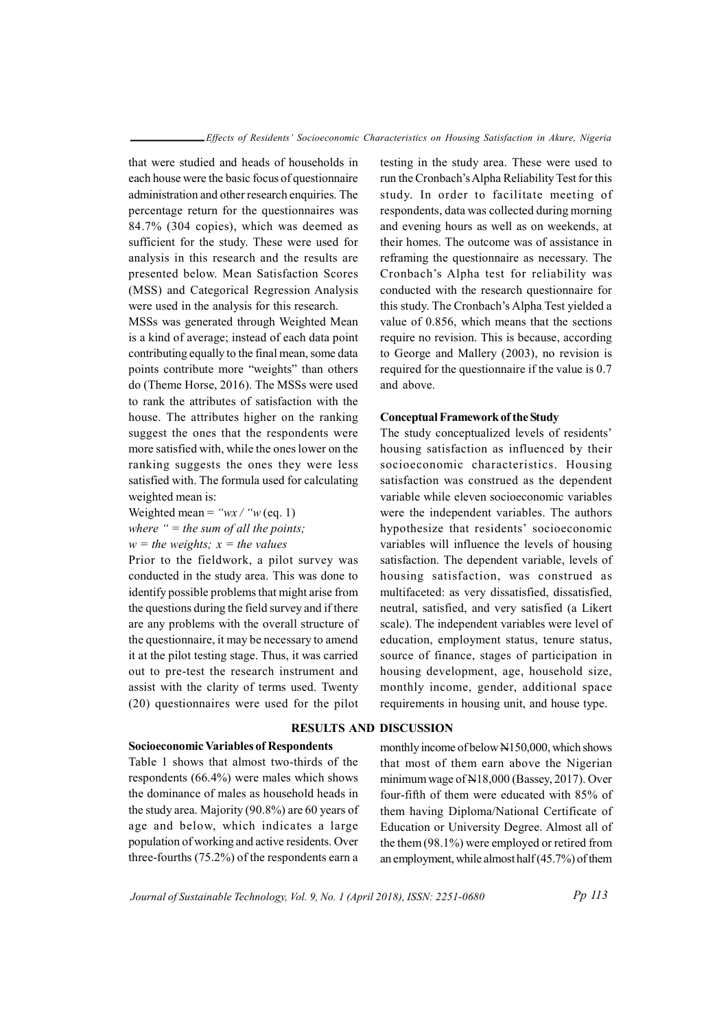that were studied and heads of households in each house were the basic focus of questionnaire administration and other research enquiries. The percentage return for the questionnaires was 84.7% (304 copies), which was deemed as sufficient for the study. These were used for analysis in this research and the results are presented below. Mean Satisfaction Scores (MSS) and Categorical Regression Analysis were used in the analysis for this research.

MSSs was generated through Weighted Mean is a kind of average; instead of each data point contributing equally to the final mean, some data points contribute more "weights" than others do (Theme Horse, 2016). The MSSs were used to rank the attributes of satisfaction with the house. The attributes higher on the ranking suggest the ones that the respondents were more satisfied with, while the ones lower on the ranking suggests the ones they were less satisfied with. The formula used for calculating weighted mean is:

Weighted mean = *"wx / "w* (eq. 1)

*where " = the sum of all the points;*

*w = the weights; x = the values*

Prior to the fieldwork, a pilot survey was conducted in the study area. This was done to identify possible problems that might arise from the questions during the field survey and if there are any problems with the overall structure of the questionnaire, it may be necessary to amend it at the pilot testing stage. Thus, it was carried out to pre-test the research instrument and assist with the clarity of terms used. Twenty (20) questionnaires were used for the pilot testing in the study area. These were used to run the Cronbach's Alpha Reliability Test for this study. In order to facilitate meeting of respondents, data was collected during morning and evening hours as well as on weekends, at their homes. The outcome was of assistance in reframing the questionnaire as necessary. The Cronbach's Alpha test for reliability was conducted with the research questionnaire for this study. The Cronbach's Alpha Test yielded a value of 0.856, which means that the sections require no revision. This is because, according to George and Mallery (2003), no revision is required for the questionnaire if the value is 0.7 and above.

### Conceptual Framework of the Study

The study conceptualized levels of residents' housing satisfaction as influenced by their socioeconomic characteristics. Housing satisfaction was construed as the dependent variable while eleven socioeconomic variables were the independent variables. The authors hypothesize that residents' socioeconomic variables will influence the levels of housing satisfaction. The dependent variable, levels of housing satisfaction, was construed as multifaceted: as very dissatisfied, dissatisfied, neutral, satisfied, and very satisfied (a Likert scale). The independent variables were level of education, employment status, tenure status, source of finance, stages of participation in housing development, age, household size, monthly income, gender, additional space requirements in housing unit, and house type.

## RESULTS AND DISCUSSION

### Socioeconomic Variables of Respondents

Table 1 shows that almost two-thirds of the respondents (66.4%) were males which shows the dominance of males as household heads in the study area. Majority (90.8%) are 60 years of age and below, which indicates a large population of working and active residents. Over three-fourths (75.2%) of the respondents earn a monthly income of below ₦150,000, which shows that most of them earn above the Nigerian minimum wage of ₦18,000 (Bassey, 2017). Over four-fifth of them were educated with 85% of them having Diploma/National Certificate of Education or University Degree. Almost all of the them (98.1%) were employed or retired from an employment, while almost half (45.7%) of them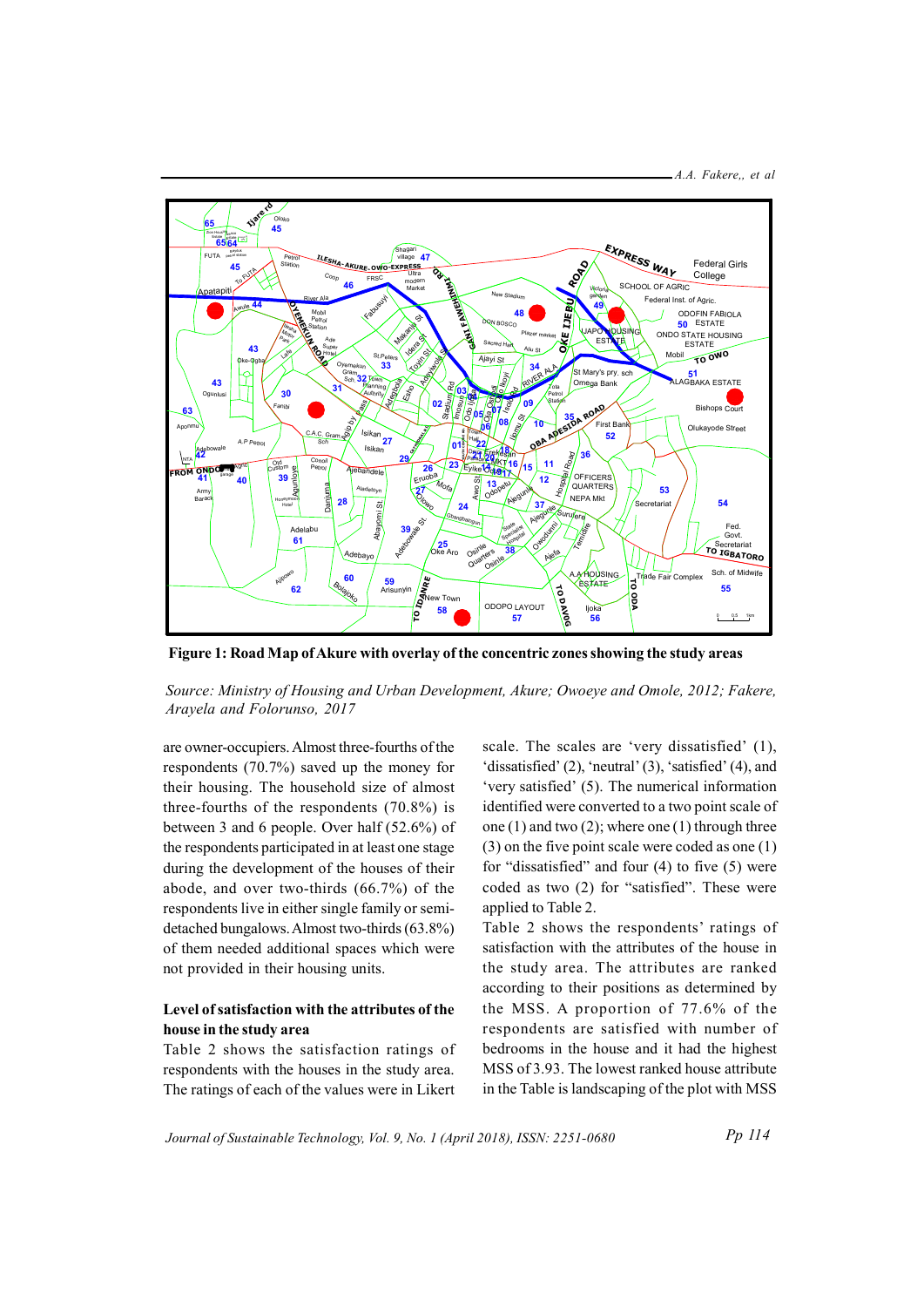Figure 1: Road Map of Akure with overlay of the concentric zones showing the study areas

*Source: Ministry of Housing and Urban Development, Akure; Owoeye and Omole, 2012; Fakere, Arayela and Folorunso, 2017*

are owner-occupiers. Almost three-fourths of the respondents (70.7%) saved up the money for their housing. The household size of almost three-fourths of the respondents (70.8%) is between 3 and 6 people. Over half (52.6%) of the respondents participated in at least one stage during the development of the houses of their abode, and over two-thirds (66.7%) of the respondents live in either single family or semi-detached bungalows. Almost two-thirds (63.8%) of them needed additional spaces which were not provided in their housing units.

**Level of satisfaction with the attributes of the house in the study area**

Table 2 shows the satisfaction ratings of respondents with the houses in the study area. The ratings of each of the values were in Likert scale. The scales are 'very dissatisfied' (1), 'dissatisfied' (2), 'neutral' (3), 'satisfied' (4), and 'very satisfied' (5). The numerical information identified were converted to a two point scale of one (1) and two (2); where one (1) through three (3) on the five point scale were coded as one (1) for "dissatisfied" and four (4) to five (5) were coded as two (2) for "satisfied". These were applied to Table 2.

Table 2 shows the respondents' ratings of satisfaction with the attributes of the house in the study area. The attributes are ranked according to their positions as determined by the MSS. A proportion of 77.6% of the respondents are satisfied with number of bedrooms in the house and it had the highest MSS of 3.93. The lowest ranked house attribute in the Table is landscaping of the plot with MSS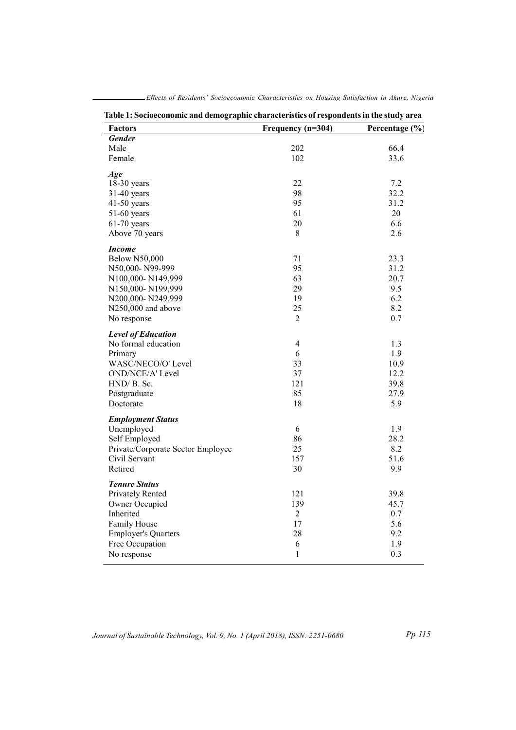**Table 1: Socioeconomic and demographic characteristics of respondents in the study area**

| Factors | Frequency (n=304) | Percentage (%) |
|---|---|---|
| ***Gender*** | | |
| Male | 202 | 66.4 |
| Female | 102 | 33.6 |
| ***Age*** | | |
| 18-30 years | 22 | 7.2 |
| 31-40 years | 98 | 32.2 |
| 41-50 years | 95 | 31.2 |
| 51-60 years | 61 | 20 |
| 61-70 years | 20 | 6.6 |
| Above 70 years | 8 | 2.6 |
| ***Income*** | | |
| Below N50,000 | 71 | 23.3 |
| N50,000- N99-999 | 95 | 31.2 |
| N100,000- N149,999 | 63 | 20.7 |
| N150,000- N199,999 | 29 | 9.5 |
| N200,000- N249,999 | 19 | 6.2 |
| N250,000 and above | 25 | 8.2 |
| No response | 2 | 0.7 |
| ***Level of Education*** | | |
| No formal education | 4 | 1.3 |
| Primary | 6 | 1.9 |
| WASC/NECO/O' Level | 33 | 10.9 |
| OND/NCE/A' Level | 37 | 12.2 |
| HND/ B. Sc. | 121 | 39.8 |
| Postgraduate | 85 | 27.9 |
| Doctorate | 18 | 5.9 |
| ***Employment Status*** | | |
| Unemployed | 6 | 1.9 |
| Self Employed | 86 | 28.2 |
| Private/Corporate Sector Employee | 25 | 8.2 |
| Civil Servant | 157 | 51.6 |
| Retired | 30 | 9.9 |
| ***Tenure Status*** | | |
| Privately Rented | 121 | 39.8 |
| Owner Occupied | 139 | 45.7 |
| Inherited | 2 | 0.7 |
| Family House | 17 | 5.6 |
| Employer's Quarters | 28 | 9.2 |
| Free Occupation | 6 | 1.9 |
| No response | 1 | 0.3 |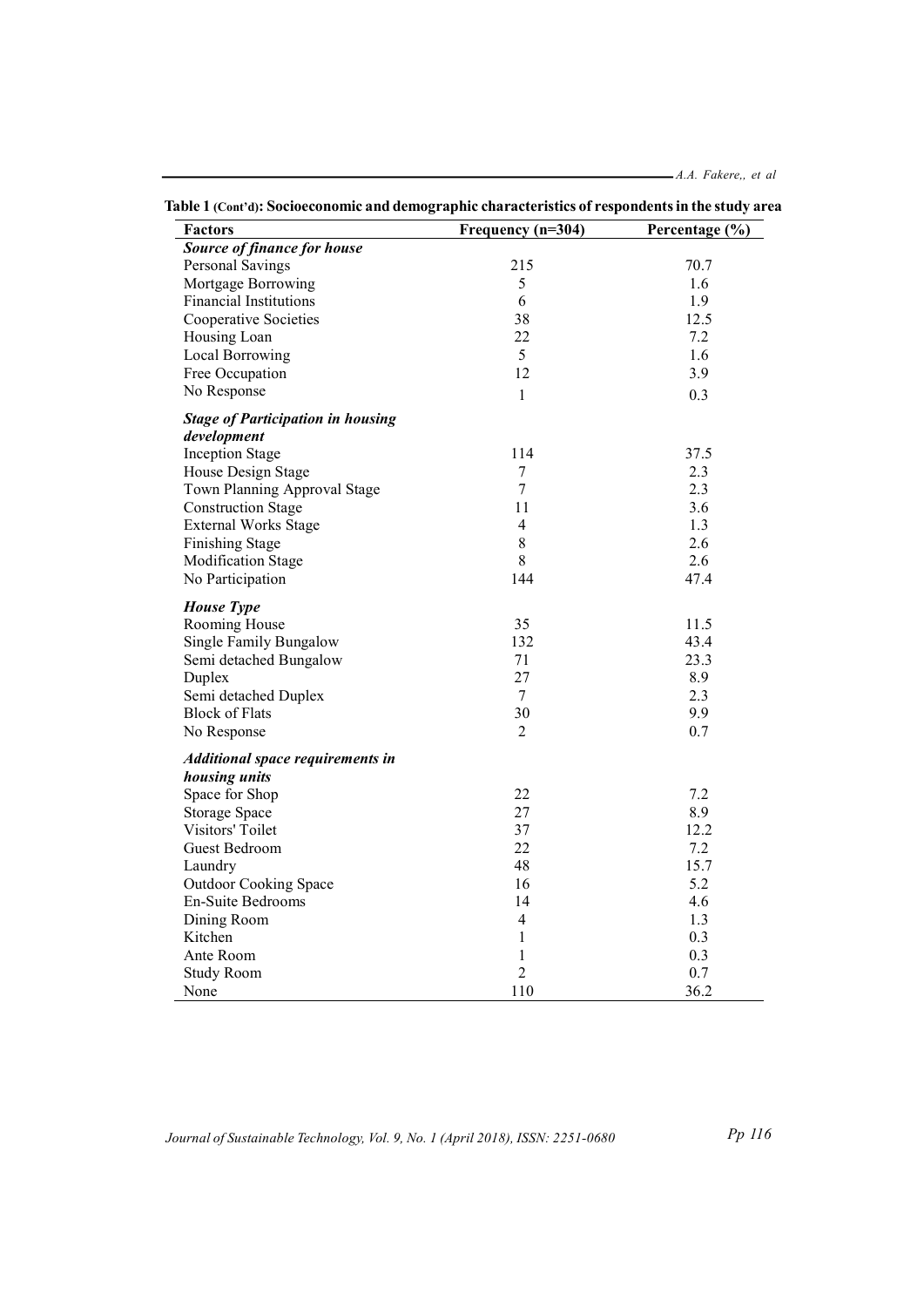**Table 1 (Cont'd): Socioeconomic and demographic characteristics of respondents in the study area**

| Factors | Frequency (n=304) | Percentage (%) |
|---|---|---|
| ***Source of finance for house*** | | |
| Personal Savings | 215 | 70.7 |
| Mortgage Borrowing | 5 | 1.6 |
| Financial Institutions | 6 | 1.9 |
| Cooperative Societies | 38 | 12.5 |
| Housing Loan | 22 | 7.2 |
| Local Borrowing | 5 | 1.6 |
| Free Occupation | 12 | 3.9 |
| No Response | 1 | 0.3 |
| ***Stage of Participation in housing development*** | | |
| Inception Stage | 114 | 37.5 |
| House Design Stage | 7 | 2.3 |
| Town Planning Approval Stage | 7 | 2.3 |
| Construction Stage | 11 | 3.6 |
| External Works Stage | 4 | 1.3 |
| Finishing Stage | 8 | 2.6 |
| Modification Stage | 8 | 2.6 |
| No Participation | 144 | 47.4 |
| ***House Type*** | | |
| Rooming House | 35 | 11.5 |
| Single Family Bungalow | 132 | 43.4 |
| Semi detached Bungalow | 71 | 23.3 |
| Duplex | 27 | 8.9 |
| Semi detached Duplex | 7 | 2.3 |
| Block of Flats | 30 | 9.9 |
| No Response | 2 | 0.7 |
| ***Additional space requirements in housing units*** | | |
| Space for Shop | 22 | 7.2 |
| Storage Space | 27 | 8.9 |
| Visitors' Toilet | 37 | 12.2 |
| Guest Bedroom | 22 | 7.2 |
| Laundry | 48 | 15.7 |
| Outdoor Cooking Space | 16 | 5.2 |
| En-Suite Bedrooms | 14 | 4.6 |
| Dining Room | 4 | 1.3 |
| Kitchen | 1 | 0.3 |
| Ante Room | 1 | 0.3 |
| Study Room | 2 | 0.7 |
| None | 110 | 36.2 |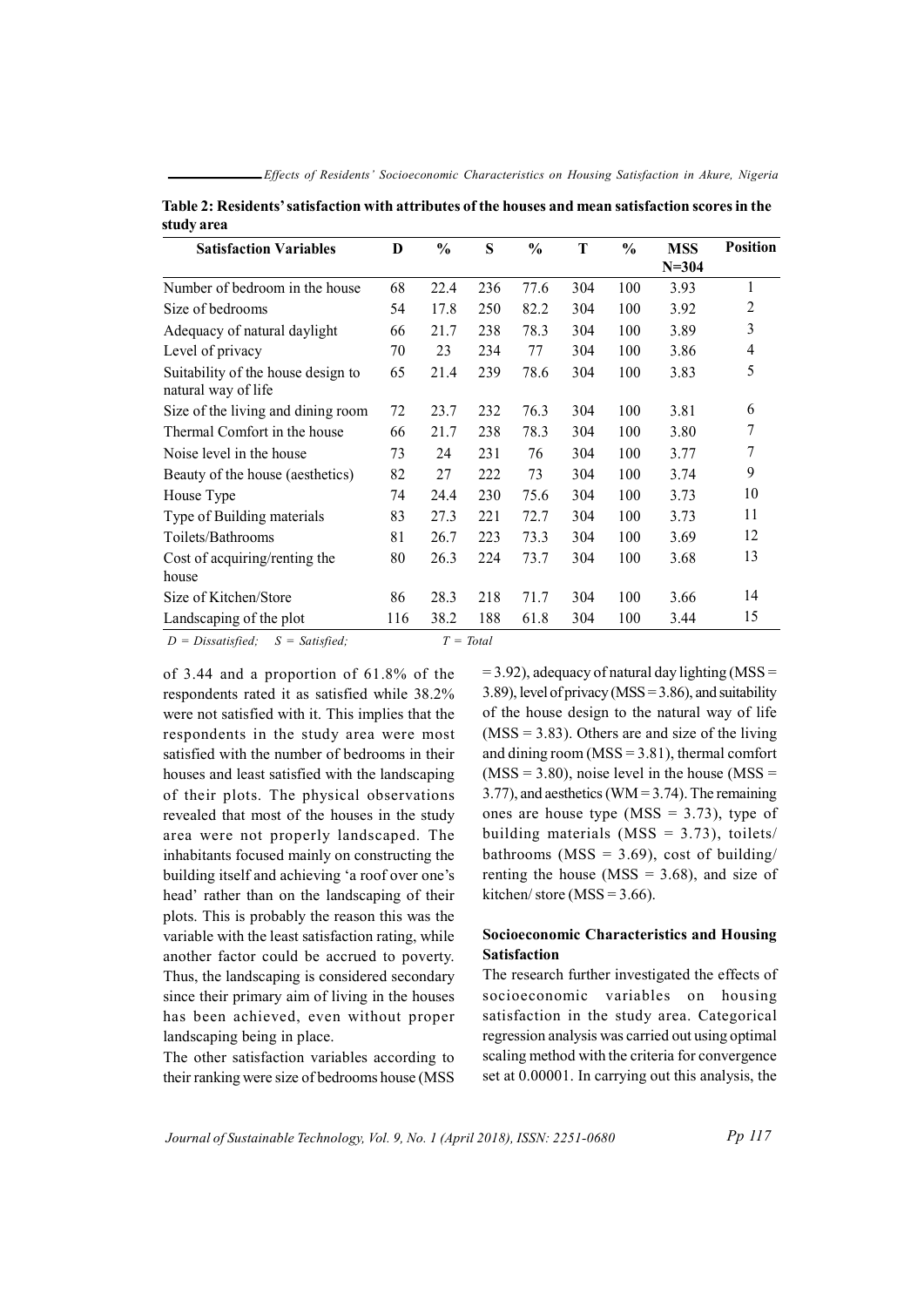**Table 2: Residents' satisfaction with attributes of the houses and mean satisfaction scores in the study area**

| Satisfaction Variables | D | % | S | % | T | % | MSS N=304 | Position |
|---|---|---|---|---|---|---|---|---|
| Number of bedroom in the house | 68 | 22.4 | 236 | 77.6 | 304 | 100 | 3.93 | 1 |
| Size of bedrooms | 54 | 17.8 | 250 | 82.2 | 304 | 100 | 3.92 | 2 |
| Adequacy of natural daylight | 66 | 21.7 | 238 | 78.3 | 304 | 100 | 3.89 | 3 |
| Level of privacy | 70 | 23 | 234 | 77 | 304 | 100 | 3.86 | 4 |
| Suitability of the house design to natural way of life | 65 | 21.4 | 239 | 78.6 | 304 | 100 | 3.83 | 5 |
| Size of the living and dining room | 72 | 23.7 | 232 | 76.3 | 304 | 100 | 3.81 | 6 |
| Thermal Comfort in the house | 66 | 21.7 | 238 | 78.3 | 304 | 100 | 3.80 | 7 |
| Noise level in the house | 73 | 24 | 231 | 76 | 304 | 100 | 3.77 | 7 |
| Beauty of the house (aesthetics) | 82 | 27 | 222 | 73 | 304 | 100 | 3.74 | 9 |
| House Type | 74 | 24.4 | 230 | 75.6 | 304 | 100 | 3.73 | 10 |
| Type of Building materials | 83 | 27.3 | 221 | 72.7 | 304 | 100 | 3.73 | 11 |
| Toilets/Bathrooms | 81 | 26.7 | 223 | 73.3 | 304 | 100 | 3.69 | 12 |
| Cost of acquiring/renting the house | 80 | 26.3 | 224 | 73.7 | 304 | 100 | 3.68 | 13 |
| Size of Kitchen/Store | 86 | 28.3 | 218 | 71.7 | 304 | 100 | 3.66 | 14 |
| Landscaping of the plot | 116 | 38.2 | 188 | 61.8 | 304 | 100 | 3.44 | 15 |

*D = Dissatisfied; S = Satisfied; T = Total*

of 3.44 and a proportion of 61.8% of the respondents rated it as satisfied while 38.2% were not satisfied with it. This implies that the respondents in the study area were most satisfied with the number of bedrooms in their houses and least satisfied with the landscaping of their plots. The physical observations revealed that most of the houses in the study area were not properly landscaped. The inhabitants focused mainly on constructing the building itself and achieving 'a roof over one's head' rather than on the landscaping of their plots. This is probably the reason this was the variable with the least satisfaction rating, while another factor could be accrued to poverty. Thus, the landscaping is considered secondary since their primary aim of living in the houses has been achieved, even without proper landscaping being in place.

The other satisfaction variables according to their ranking were size of bedrooms house (MSS = 3.92), adequacy of natural day lighting (MSS = 3.89), level of privacy (MSS = 3.86), and suitability of the house design to the natural way of life (MSS = 3.83). Others are and size of the living and dining room (MSS = 3.81), thermal comfort (MSS = 3.80), noise level in the house (MSS = 3.77), and aesthetics (WM = 3.74). The remaining ones are house type (MSS = 3.73), type of building materials (MSS = 3.73), toilets/ bathrooms (MSS = 3.69), cost of building/ renting the house (MSS = 3.68), and size of kitchen/ store (MSS = 3.66).

### Socioeconomic Characteristics and Housing Satisfaction

The research further investigated the effects of socioeconomic variables on housing satisfaction in the study area. Categorical regression analysis was carried out using optimal scaling method with the criteria for convergence set at 0.00001. In carrying out this analysis, the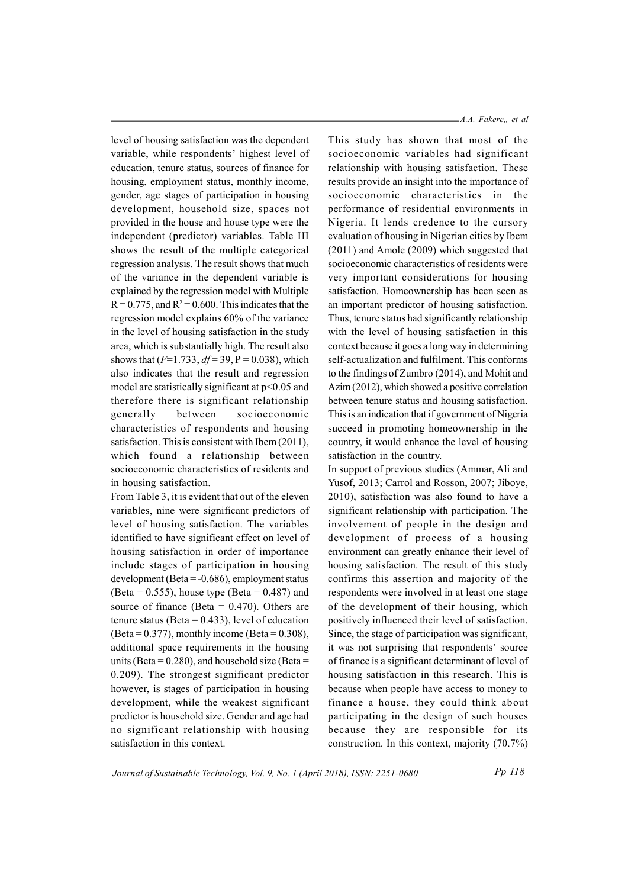level of housing satisfaction was the dependent variable, while respondents' highest level of education, tenure status, sources of finance for housing, employment status, monthly income, gender, age stages of participation in housing development, household size, spaces not provided in the house and house type were the independent (predictor) variables. Table III shows the result of the multiple categorical regression analysis. The result shows that much of the variance in the dependent variable is explained by the regression model with Multiple R = 0.775, and $R^2$ = 0.600. This indicates that the regression model explains 60% of the variance in the level of housing satisfaction in the study area, which is substantially high. The result also shows that ($F$=1.733, $df$ = 39, P = 0.038), which also indicates that the result and regression model are statistically significant at $p<0.05$ and therefore there is significant relationship generally between socioeconomic characteristics of respondents and housing satisfaction. This is consistent with Ibem (2011), which found a relationship between socioeconomic characteristics of residents and in housing satisfaction.

From Table 3, it is evident that out of the eleven variables, nine were significant predictors of level of housing satisfaction. The variables identified to have significant effect on level of housing satisfaction in order of importance include stages of participation in housing development (Beta = -0.686), employment status (Beta = 0.555), house type (Beta = 0.487) and source of finance (Beta = 0.470). Others are tenure status (Beta = 0.433), level of education (Beta = 0.377), monthly income (Beta = 0.308), additional space requirements in the housing units (Beta = 0.280), and household size (Beta = 0.209). The strongest significant predictor however, is stages of participation in housing development, while the weakest significant predictor is household size. Gender and age had no significant relationship with housing satisfaction in this context.

This study has shown that most of the socioeconomic variables had significant relationship with housing satisfaction. These results provide an insight into the importance of socioeconomic characteristics in the performance of residential environments in Nigeria. It lends credence to the cursory evaluation of housing in Nigerian cities by Ibem (2011) and Amole (2009) which suggested that socioeconomic characteristics of residents were very important considerations for housing satisfaction. Homeownership has been seen as an important predictor of housing satisfaction. Thus, tenure status had significantly relationship with the level of housing satisfaction in this context because it goes a long way in determining self-actualization and fulfilment. This conforms to the findings of Zumbro (2014), and Mohit and Azim (2012), which showed a positive correlation between tenure status and housing satisfaction. This is an indication that if government of Nigeria succeed in promoting homeownership in the country, it would enhance the level of housing satisfaction in the country.

In support of previous studies (Ammar, Ali and Yusof, 2013; Carrol and Rosson, 2007; Jiboye, 2010), satisfaction was also found to have a significant relationship with participation. The involvement of people in the design and development of process of a housing environment can greatly enhance their level of housing satisfaction. The result of this study confirms this assertion and majority of the respondents were involved in at least one stage of the development of their housing, which positively influenced their level of satisfaction. Since, the stage of participation was significant, it was not surprising that respondents' source of finance is a significant determinant of level of housing satisfaction in this research. This is because when people have access to money to finance a house, they could think about participating in the design of such houses because they are responsible for its construction. In this context, majority (70.7%)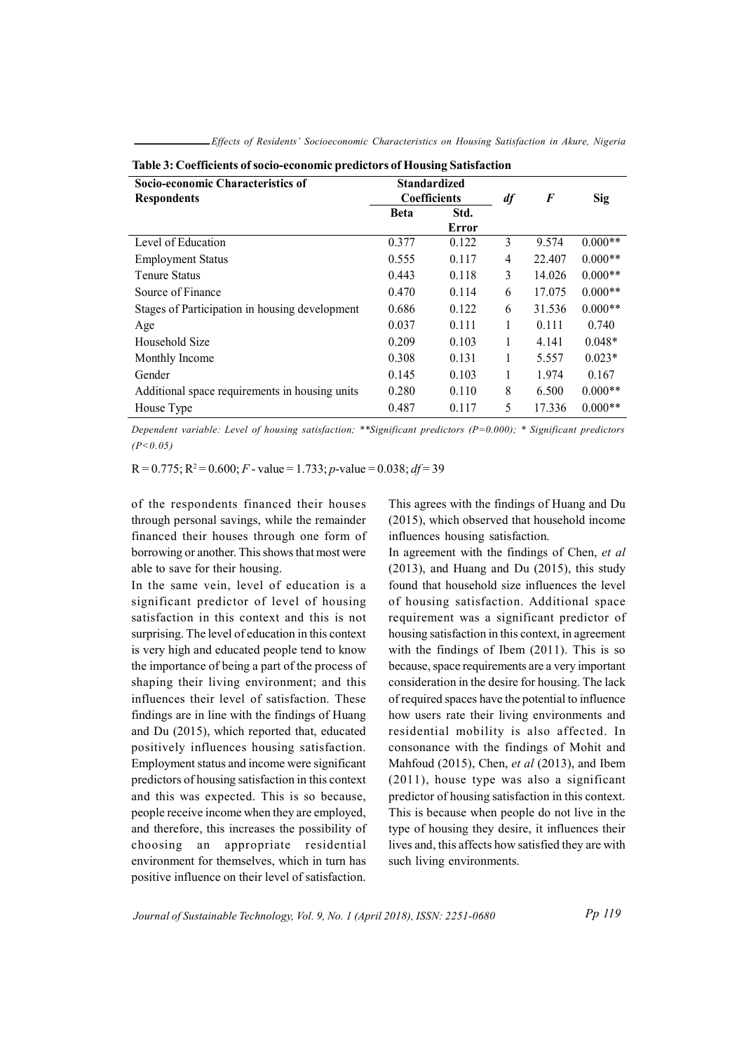**Table 3: Coefficients of socio-economic predictors of Housing Satisfaction**

| Socio-economic Characteristics of Respondents | Standardized Coefficients | | *df* | *F* | Sig |
|---|---|---|---|---|---|
| | Beta | Std. Error | | | |
| Level of Education | 0.377 | 0.122 | 3 | 9.574 | 0.000** |
| Employment Status | 0.555 | 0.117 | 4 | 22.407 | 0.000** |
| Tenure Status | 0.443 | 0.118 | 3 | 14.026 | 0.000** |
| Source of Finance | 0.470 | 0.114 | 6 | 17.075 | 0.000** |
| Stages of Participation in housing development | 0.686 | 0.122 | 6 | 31.536 | 0.000** |
| Age | 0.037 | 0.111 | 1 | 0.111 | 0.740 |
| Household Size | 0.209 | 0.103 | 1 | 4.141 | 0.048* |
| Monthly Income | 0.308 | 0.131 | 1 | 5.557 | 0.023* |
| Gender | 0.145 | 0.103 | 1 | 1.974 | 0.167 |
| Additional space requirements in housing units | 0.280 | 0.110 | 8 | 6.500 | 0.000** |
| House Type | 0.487 | 0.117 | 5 | 17.336 | 0.000** |

*Dependent variable: Level of housing satisfaction; **Significant predictors (P=0.000); * Significant predictors (P<0.05)*

$R = 0.775$; $R^2 = 0.600$; $F$ - value = 1.733; $p$-value = 0.038; $df = 39$

of the respondents financed their houses through personal savings, while the remainder financed their houses through one form of borrowing or another. This shows that most were able to save for their housing.

In the same vein, level of education is a significant predictor of level of housing satisfaction in this context and this is not surprising. The level of education in this context is very high and educated people tend to know the importance of being a part of the process of shaping their living environment; and this influences their level of satisfaction. These findings are in line with the findings of Huang and Du (2015), which reported that, educated positively influences housing satisfaction. Employment status and income were significant predictors of housing satisfaction in this context and this was expected. This is so because, people receive income when they are employed, and therefore, this increases the possibility of choosing an appropriate residential environment for themselves, which in turn has positive influence on their level of satisfaction. This agrees with the findings of Huang and Du (2015), which observed that household income influences housing satisfaction.

In agreement with the findings of Chen, *et al* (2013), and Huang and Du (2015), this study found that household size influences the level of housing satisfaction. Additional space requirement was a significant predictor of housing satisfaction in this context, in agreement with the findings of Ibem (2011). This is so because, space requirements are a very important consideration in the desire for housing. The lack of required spaces have the potential to influence how users rate their living environments and residential mobility is also affected. In consonance with the findings of Mohit and Mahfoud (2015), Chen, *et al* (2013), and Ibem (2011), house type was also a significant predictor of housing satisfaction in this context. This is because when people do not live in the type of housing they desire, it influences their lives and, this affects how satisfied they are with such living environments.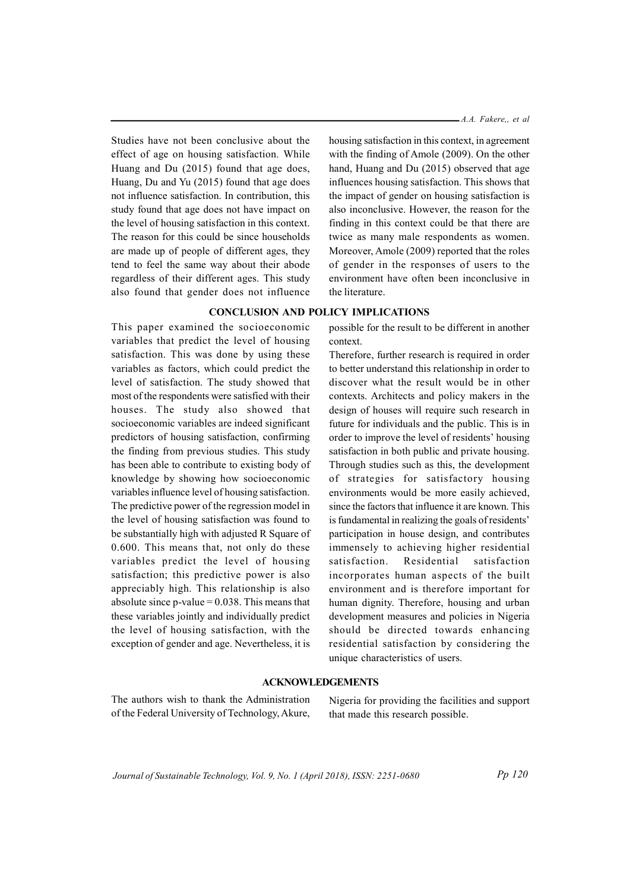Studies have not been conclusive about the effect of age on housing satisfaction. While Huang and Du (2015) found that age does, Huang, Du and Yu (2015) found that age does not influence satisfaction. In contribution, this study found that age does not have impact on the level of housing satisfaction in this context. The reason for this could be since households are made up of people of different ages, they tend to feel the same way about their abode regardless of their different ages. This study also found that gender does not influence housing satisfaction in this context, in agreement with the finding of Amole (2009). On the other hand, Huang and Du (2015) observed that age influences housing satisfaction. This shows that the impact of gender on housing satisfaction is also inconclusive. However, the reason for the finding in this context could be that there are twice as many male respondents as women. Moreover, Amole (2009) reported that the roles of gender in the responses of users to the environment have often been inconclusive in the literature.

## CONCLUSION AND POLICY IMPLICATIONS

This paper examined the socioeconomic variables that predict the level of housing satisfaction. This was done by using these variables as factors, which could predict the level of satisfaction. The study showed that most of the respondents were satisfied with their houses. The study also showed that socioeconomic variables are indeed significant predictors of housing satisfaction, confirming the finding from previous studies. This study has been able to contribute to existing body of knowledge by showing how socioeconomic variables influence level of housing satisfaction. The predictive power of the regression model in the level of housing satisfaction was found to be substantially high with adjusted R Square of 0.600. This means that, not only do these variables predict the level of housing satisfaction; this predictive power is also appreciably high. This relationship is also absolute since p-value = 0.038. This means that these variables jointly and individually predict the level of housing satisfaction, with the exception of gender and age. Nevertheless, it is possible for the result to be different in another context.

Therefore, further research is required in order to better understand this relationship in order to discover what the result would be in other contexts. Architects and policy makers in the design of houses will require such research in future for individuals and the public. This is in order to improve the level of residents' housing satisfaction in both public and private housing. Through studies such as this, the development of strategies for satisfactory housing environments would be more easily achieved, since the factors that influence it are known. This is fundamental in realizing the goals of residents' participation in house design, and contributes immensely to achieving higher residential satisfaction. Residential satisfaction incorporates human aspects of the built environment and is therefore important for human dignity. Therefore, housing and urban development measures and policies in Nigeria should be directed towards enhancing residential satisfaction by considering the unique characteristics of users.

## ACKNOWLEDGEMENTS

The authors wish to thank the Administration of the Federal University of Technology, Akure, Nigeria for providing the facilities and support that made this research possible.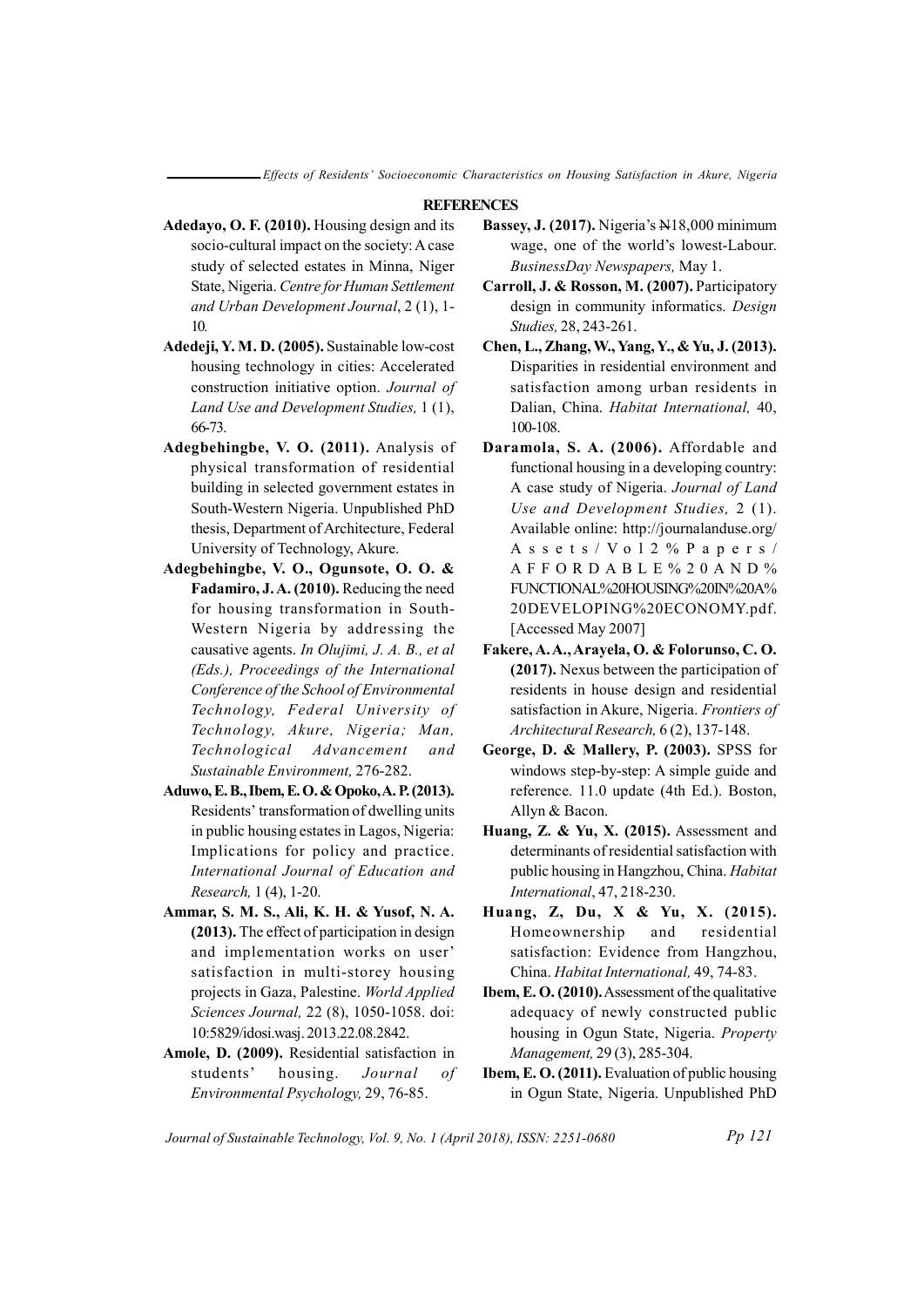## REFERENCES

**Adedayo, O. F. (2010).** Housing design and its socio-cultural impact on the society: A case study of selected estates in Minna, Niger State, Nigeria. *Centre for Human Settlement and Urban Development Journal*, 2 (1), 1-10.

**Adedeji, Y. M. D. (2005).** Sustainable low-cost housing technology in cities: Accelerated construction initiative option. *Journal of Land Use and Development Studies,* 1 (1), 66-73.

**Adegbehingbe, V. O. (2011).** Analysis of physical transformation of residential building in selected government estates in South-Western Nigeria. Unpublished PhD thesis, Department of Architecture, Federal University of Technology, Akure.

**Adegbehingbe, V. O., Ogunsote, O. O. & Fadamiro, J. A. (2010).** Reducing the need for housing transformation in South-Western Nigeria by addressing the causative agents. *In Olujimi, J. A. B., et al (Eds.), Proceedings of the International Conference of the School of Environmental Technology, Federal University of Technology, Akure, Nigeria; Man, Technological Advancement and Sustainable Environment,* 276-282.

**Aduwo, E. B., Ibem, E. O. & Opoko, A. P. (2013).** Residents' transformation of dwelling units in public housing estates in Lagos, Nigeria: Implications for policy and practice. *International Journal of Education and Research,* 1 (4), 1-20.

**Ammar, S. M. S., Ali, K. H. & Yusof, N. A. (2013).** The effect of participation in design and implementation works on user' satisfaction in multi-storey housing projects in Gaza, Palestine. *World Applied Sciences Journal,* 22 (8), 1050-1058. doi: 10:5829/idosi.wasj.2013.22.08.2842.

**Amole, D. (2009).** Residential satisfaction in students' housing. *Journal of Environmental Psychology,* 29, 76-85.

**Bassey, J. (2017).** Nigeria's ₦18,000 minimum wage, one of the world's lowest-Labour. *BusinessDay Newspapers,* May 1.

**Carroll, J. & Rosson, M. (2007).** Participatory design in community informatics. *Design Studies,* 28, 243-261.

**Chen, L., Zhang, W., Yang, Y., & Yu, J. (2013).** Disparities in residential environment and satisfaction among urban residents in Dalian, China. *Habitat International,* 40, 100-108.

**Daramola, S. A. (2006).** Affordable and functional housing in a developing country: A case study of Nigeria. *Journal of Land Use and Development Studies,* 2 (1). Available online: http://journalanduse.org/Assets/Vol2%Papers/AFFORDABLE%20AND%FUNCTIONAL%20HOUSING%20IN%20A%20DEVELOPING%20ECONOMY.pdf. [Accessed May 2007]

**Fakere, A. A., Arayela, O. & Folorunso, C. O. (2017).** Nexus between the participation of residents in house design and residential satisfaction in Akure, Nigeria. *Frontiers of Architectural Research,* 6 (2), 137-148.

**George, D. & Mallery, P. (2003).** SPSS for windows step-by-step: A simple guide and reference. 11.0 update (4th Ed.). Boston, Allyn & Bacon.

**Huang, Z. & Yu, X. (2015).** Assessment and determinants of residential satisfaction with public housing in Hangzhou, China. *Habitat International*, 47, 218-230.

**Huang, Z, Du, X & Yu, X. (2015).** Homeownership and residential satisfaction: Evidence from Hangzhou, China. *Habitat International,* 49, 74-83.

**Ibem, E. O. (2010).** Assessment of the qualitative adequacy of newly constructed public housing in Ogun State, Nigeria. *Property Management,* 29 (3), 285-304.

**Ibem, E. O. (2011).** Evaluation of public housing in Ogun State, Nigeria. Unpublished PhD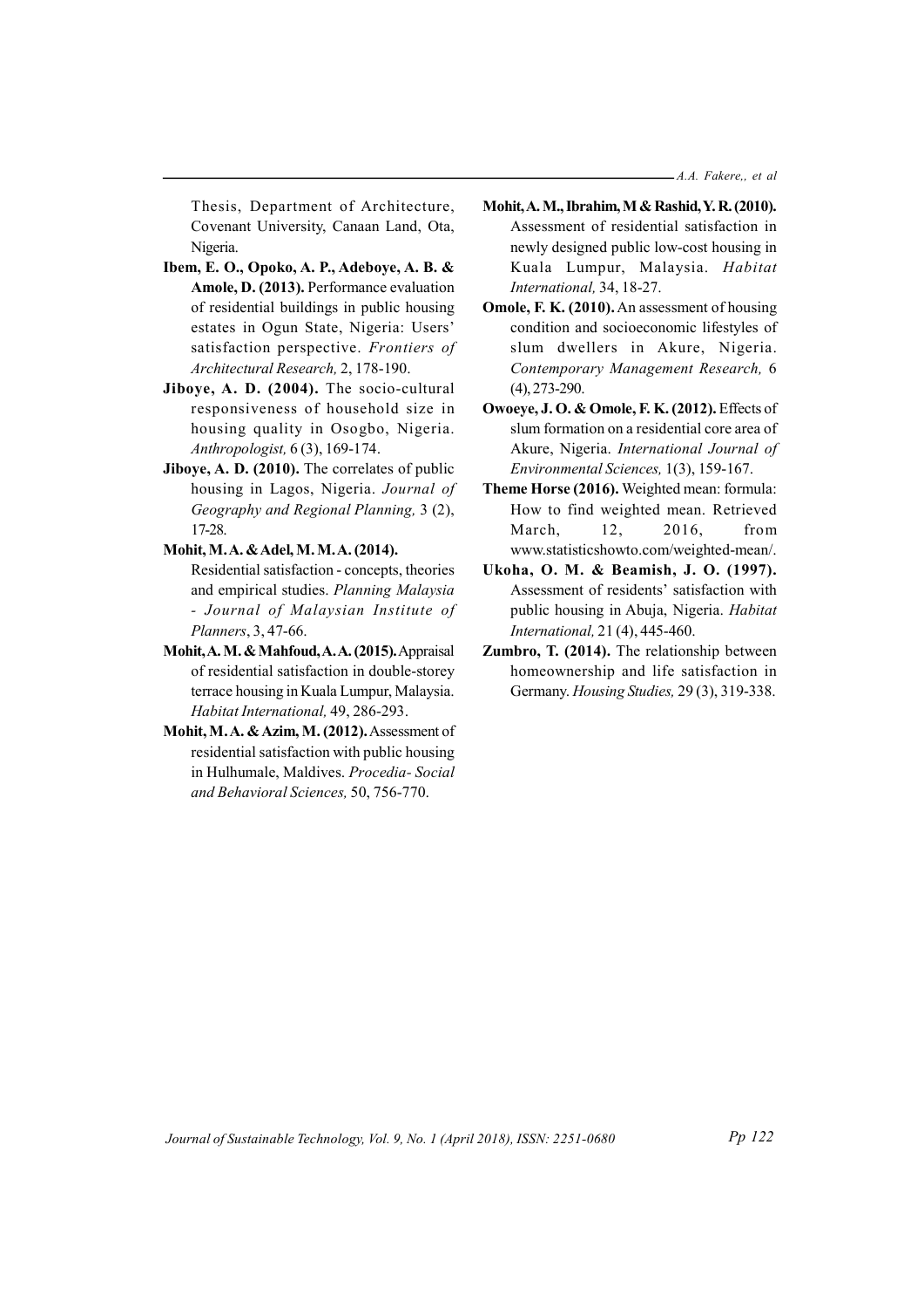Thesis, Department of Architecture, Covenant University, Canaan Land, Ota, Nigeria.

**Ibem, E. O., Opoko, A. P., Adeboye, A. B. & Amole, D. (2013).** Performance evaluation of residential buildings in public housing estates in Ogun State, Nigeria: Users' satisfaction perspective. *Frontiers of Architectural Research,* 2, 178-190.

**Jiboye, A. D. (2004).** The socio-cultural responsiveness of household size in housing quality in Osogbo, Nigeria. *Anthropologist,* 6 (3), 169-174.

**Jiboye, A. D. (2010).** The correlates of public housing in Lagos, Nigeria. *Journal of Geography and Regional Planning,* 3 (2), 17-28.

**Mohit, M. A. & Adel, M. M. A. (2014).** Residential satisfaction - concepts, theories and empirical studies. *Planning Malaysia - Journal of Malaysian Institute of Planners*, 3, 47-66.

**Mohit, A. M. & Mahfoud, A. A. (2015).** Appraisal of residential satisfaction in double-storey terrace housing in Kuala Lumpur, Malaysia. *Habitat International,* 49, 286-293.

**Mohit, M. A. & Azim, M. (2012).** Assessment of residential satisfaction with public housing in Hulhumale, Maldives. *Procedia- Social and Behavioral Sciences,* 50, 756-770.

**Mohit, A. M., Ibrahim, M & Rashid, Y. R. (2010).** Assessment of residential satisfaction in newly designed public low-cost housing in Kuala Lumpur, Malaysia. *Habitat International,* 34, 18-27.

**Omole, F. K. (2010).** An assessment of housing condition and socioeconomic lifestyles of slum dwellers in Akure, Nigeria. *Contemporary Management Research,* 6 (4), 273-290.

**Owoeye, J. O. & Omole, F. K. (2012).** Effects of slum formation on a residential core area of Akure, Nigeria. *International Journal of Environmental Sciences,* 1(3), 159-167.

**Theme Horse (2016).** Weighted mean: formula: How to find weighted mean. Retrieved March, 12, 2016, from www.statisticshowto.com/weighted-mean/.

**Ukoha, O. M. & Beamish, J. O. (1997).** Assessment of residents' satisfaction with public housing in Abuja, Nigeria. *Habitat International,* 21 (4), 445-460.

**Zumbro, T. (2014).** The relationship between homeownership and life satisfaction in Germany. *Housing Studies,* 29 (3), 319-338.